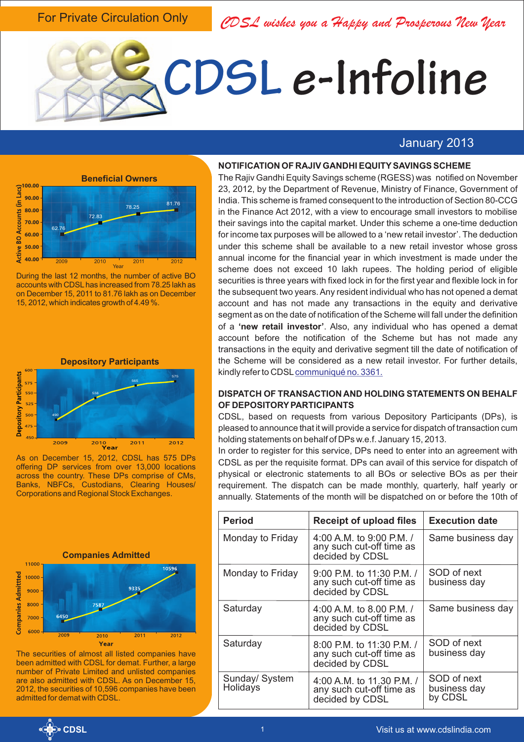For Private Circulation Only

*CDSL wishes you a Happy and Prosperous New Year*

# CDSL e-Infoline

January 2013

**Beneficial Owners**

During the last 12 months, the number of active BO accounts with CDSL has increased from 78.25 lakh as on December 15, 2011 to 81.76 lakh as on December 15, 2012, which indicates growth of 4.49 %.

**Depository Participants**

As on December 15, 2012, CDSL has 575 DPs offering DP services from over 13,000 locations across the country. These DPs comprise of CMs, Banks, NBFCs, Custodians, Clearing Houses/ Corporations and Regional Stock Exchanges.

**Companies Admitted**

The securities of almost all listed companies have been admitted with CDSL for demat. Further, a large number of Private Limited and unlisted companies are also admitted with CDSL. As on December 15, 2012, the securities of 10,596 companies have been admitted for demat with CDSL.

## NOTIFICATION OF RAJIV GANDHI EQUITY SAVINGS SCHEME

The Rajiv Gandhi Equity Savings scheme (RGESS) was notified on November 23, 2012, by the Department of Revenue, Ministry of Finance, Government of India. This scheme is framed consequent to the introduction of Section 80-CCG in the Finance Act 2012, with a view to encourage small investors to mobilise their savings into the capital market. Under this scheme a one-time deduction for income tax purposes will be allowed to a 'new retail investor'. The deduction under this scheme shall be available to a new retail investor whose gross annual income for the financial year in which investment is made under the scheme does not exceed 10 lakh rupees. The holding period of eligible securities is three years with fixed lock in for the first year and flexible lock in for the subsequent two years. Any resident individual who has not opened a demat account and has not made any transactions in the equity and derivative segment as on the date of notification of the Scheme will fall under the definition of a **'new retail investor'**. Also, any individual who has opened a demat account before the notification of the Scheme but has not made any transactions in the equity and derivative segment till the date of notification of the Scheme will be considered as a new retail investor. For further details, kindly refer to CDSL communiqué no. 3361.

## DISPATCH OF TRANSACTION AND HOLDING STATEMENTS ON BEHALF OF DEPOSITORY PARTICIPANTS

CDSL, based on requests from various Depository Participants (DPs), is pleased to announce that it will provide a service for dispatch of transaction cum holding statements on behalf of DPs w.e.f. January 15, 2013.

In order to register for this service, DPs need to enter into an agreement with CDSL as per the requisite format. DPs can avail of this service for dispatch of physical or electronic statements to all BOs or selective BOs as per their requirement. The dispatch can be made monthly, quarterly, half yearly or annually. Statements of the month will be dispatched on or before the 10th of

| Period | Receipt of upload files | Execution date |
|---|---|---|
| Monday to Friday | 4:00 A.M. to 9:00 P.M. / any such cut-off time as decided by CDSL | Same business day |
| Monday to Friday | 9:00 P.M. to 11:30 P.M. / any such cut-off time as decided by CDSL | SOD of next business day |
| Saturday | 4:00 A.M. to 8.00 P.M. / any such cut-off time as decided by CDSL | Same business day |
| Saturday | 8:00 P.M. to 11:30 P.M. / any such cut-off time as decided by CDSL | SOD of next business day |
| Sunday/ System Holidays | 4:00 A.M. to 11.30 P.M. / any such cut-off time as decided by CDSL | SOD of next business day by CDSL |

Visit us at www.cdslindia.com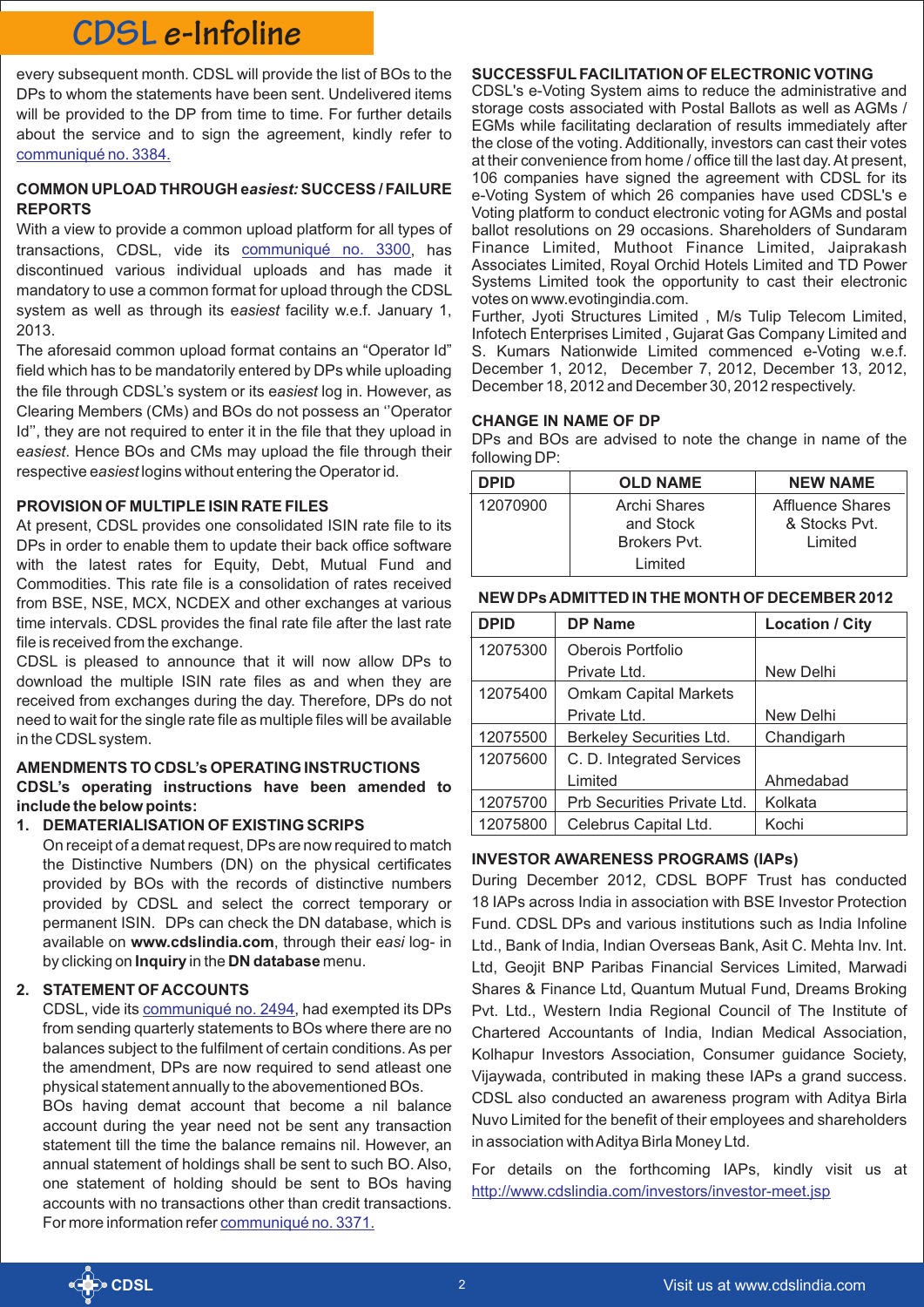every subsequent month. CDSL will provide the list of BOs to the DPs to whom the statements have been sent. Undelivered items will be provided to the DP from time to time. For further details about the service and to sign the agreement, kindly refer to communiqué no. 3384.

## COMMON UPLOAD THROUGH *easiest:* SUCCESS / FAILURE REPORTS

With a view to provide a common upload platform for all types of transactions, CDSL, vide its communiqué no. 3300, has discontinued various individual uploads and has made it mandatory to use a common format for upload through the CDSL system as well as through its *easiest* facility w.e.f. January 1, 2013.

The aforesaid common upload format contains an "Operator Id" field which has to be mandatorily entered by DPs while uploading the file through CDSL's system or its *easiest* log in. However, as Clearing Members (CMs) and BOs do not possess an ''Operator Id'', they are not required to enter it in the file that they upload in *easiest*. Hence BOs and CMs may upload the file through their respective *easiest* logins without entering the Operator id.

## PROVISION OF MULTIPLE ISIN RATE FILES

At present, CDSL provides one consolidated ISIN rate file to its DPs in order to enable them to update their back office software with the latest rates for Equity, Debt, Mutual Fund and Commodities. This rate file is a consolidation of rates received from BSE, NSE, MCX, NCDEX and other exchanges at various time intervals. CDSL provides the final rate file after the last rate file is received from the exchange.

CDSL is pleased to announce that it will now allow DPs to download the multiple ISIN rate files as and when they are received from exchanges during the day. Therefore, DPs do not need to wait for the single rate file as multiple files will be available in the CDSL system.

## AMENDMENTS TO CDSL's OPERATING INSTRUCTIONS

**CDSL's operating instructions have been amended to include the below points:**

1. **DEMATERIALISATION OF EXISTING SCRIPS**

   On receipt of a demat request, DPs are now required to match the Distinctive Numbers (DN) on the physical certificates provided by BOs with the records of distinctive numbers provided by CDSL and select the correct temporary or permanent ISIN. DPs can check the DN database, which is available on **www.cdslindia.com**, through their *easi* log- in by clicking on **Inquiry** in the **DN database** menu.

2. **STATEMENT OF ACCOUNTS**

   CDSL, vide its communiqué no. 2494, had exempted its DPs from sending quarterly statements to BOs where there are no balances subject to the fulfilment of certain conditions. As per the amendment, DPs are now required to send atleast one physical statement annually to the abovementioned BOs.

   BOs having demat account that become a nil balance account during the year need not be sent any transaction statement till the time the balance remains nil. However, an annual statement of holdings shall be sent to such BO. Also, one statement of holding should be sent to BOs having accounts with no transactions other than credit transactions. For more information refer communiqué no. 3371.

## SUCCESSFUL FACILITATION OF ELECTRONIC VOTING

CDSL's e-Voting System aims to reduce the administrative and storage costs associated with Postal Ballots as well as AGMs / EGMs while facilitating declaration of results immediately after the close of the voting. Additionally, investors can cast their votes at their convenience from home / office till the last day. At present, 106 companies have signed the agreement with CDSL for its e-Voting System of which 26 companies have used CDSL's e Voting platform to conduct electronic voting for AGMs and postal ballot resolutions on 29 occasions. Shareholders of Sundaram Finance Limited, Muthoot Finance Limited, Jaiprakash Associates Limited, Royal Orchid Hotels Limited and TD Power Systems Limited took the opportunity to cast their electronic votes on www.evotingindia.com.

Further, Jyoti Structures Limited , M/s Tulip Telecom Limited, Infotech Enterprises Limited , Gujarat Gas Company Limited and S. Kumars Nationwide Limited commenced e-Voting w.e.f. December 1, 2012, December 7, 2012, December 13, 2012, December 18, 2012 and December 30, 2012 respectively.

## CHANGE IN NAME OF DP

DPs and BOs are advised to note the change in name of the following DP:

| DPID | OLD NAME | NEW NAME |
|---|---|---|
| 12070900 | Archi Shares and Stock Brokers Pvt. Limited | Affluence Shares & Stocks Pvt. Limited |

## NEW DPs ADMITTED IN THE MONTH OF DECEMBER 2012

| DPID | DP Name | Location / City |
|---|---|---|
| 12075300 | Oberois Portfolio Private Ltd. | New Delhi |
| 12075400 | Omkam Capital Markets Private Ltd. | New Delhi |
| 12075500 | Berkeley Securities Ltd. | Chandigarh |
| 12075600 | C. D. Integrated Services Limited | Ahmedabad |
| 12075700 | Prb Securities Private Ltd. | Kolkata |
| 12075800 | Celebrus Capital Ltd. | Kochi |

## INVESTOR AWARENESS PROGRAMS (IAPs)

During December 2012, CDSL BOPF Trust has conducted 18 IAPs across India in association with BSE Investor Protection Fund. CDSL DPs and various institutions such as India Infoline Ltd., Bank of India, Indian Overseas Bank, Asit C. Mehta Inv. Int. Ltd, Geojit BNP Paribas Financial Services Limited, Marwadi Shares & Finance Ltd, Quantum Mutual Fund, Dreams Broking Pvt. Ltd., Western India Regional Council of The Institute of Chartered Accountants of India, Indian Medical Association, Kolhapur Investors Association, Consumer guidance Society, Vijaywada, contributed in making these IAPs a grand success. CDSL also conducted an awareness program with Aditya Birla Nuvo Limited for the benefit of their employees and shareholders in association with Aditya Birla Money Ltd.

For details on the forthcoming IAPs, kindly visit us at http://www.cdslindia.com/investors/investor-meet.jsp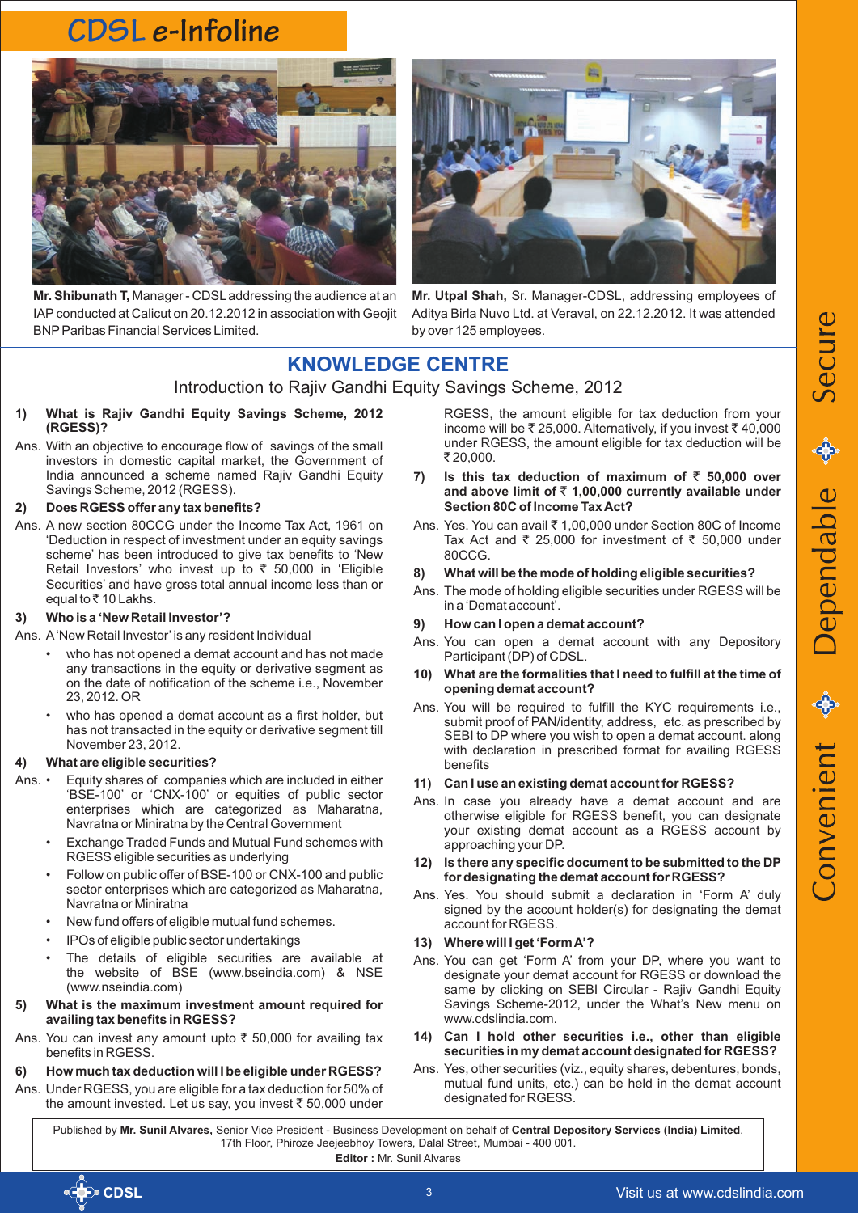# CDSL e-Infoline

**Mr. Shibunath T,** Manager - CDSL addressing the audience at an IAP conducted at Calicut on 20.12.2012 in association with Geojit BNP Paribas Financial Services Limited.

**Mr. Utpal Shah,** Sr. Manager-CDSL, addressing employees of Aditya Birla Nuvo Ltd. at Veraval, on 22.12.2012. It was attended by over 125 employees.

## KNOWLEDGE CENTRE

### Introduction to Rajiv Gandhi Equity Savings Scheme, 2012

**1) What is Rajiv Gandhi Equity Savings Scheme, 2012 (RGESS)?**

Ans. With an objective to encourage flow of savings of the small investors in domestic capital market, the Government of India announced a scheme named Rajiv Gandhi Equity Savings Scheme, 2012 (RGESS).

**2) Does RGESS offer any tax benefits?**

Ans. A new section 80CCG under the Income Tax Act, 1961 on 'Deduction in respect of investment under an equity savings scheme' has been introduced to give tax benefits to 'New Retail Investors' who invest up to ₹ 50,000 in 'Eligible Securities' and have gross total annual income less than or equal to ₹ 10 Lakhs.

**3) Who is a 'New Retail Investor'?**

Ans. A 'New Retail Investor' is any resident Individual

- who has not opened a demat account and has not made any transactions in the equity or derivative segment as on the date of notification of the scheme i.e., November 23, 2012. OR
- who has opened a demat account as a first holder, but has not transacted in the equity or derivative segment till November 23, 2012.

**4) What are eligible securities?**

Ans.
- Equity shares of companies which are included in either 'BSE-100' or 'CNX-100' or equities of public sector enterprises which are categorized as Maharatna, Navratna or Miniratna by the Central Government
- Exchange Traded Funds and Mutual Fund schemes with RGESS eligible securities as underlying
- Follow on public offer of BSE-100 or CNX-100 and public sector enterprises which are categorized as Maharatna, Navratna or Miniratna
- New fund offers of eligible mutual fund schemes.
- IPOs of eligible public sector undertakings
- The details of eligible securities are available at the website of BSE (www.bseindia.com) & NSE (www.nseindia.com)

**5) What is the maximum investment amount required for availing tax benefits in RGESS?**

Ans. You can invest any amount upto ₹ 50,000 for availing tax benefits in RGESS.

**6) How much tax deduction will I be eligible under RGESS?**

Ans. Under RGESS, you are eligible for a tax deduction for 50% of the amount invested. Let us say, you invest ₹ 50,000 under RGESS, the amount eligible for tax deduction from your income will be ₹ 25,000. Alternatively, if you invest ₹ 40,000 under RGESS, the amount eligible for tax deduction will be ₹ 20,000.

**7) Is this tax deduction of maximum of ₹ 50,000 over and above limit of ₹ 1,00,000 currently available under Section 80C of Income Tax Act?**

Ans. Yes. You can avail ₹ 1,00,000 under Section 80C of Income Tax Act and ₹ 25,000 for investment of ₹ 50,000 under 80CCG.

**8) What will be the mode of holding eligible securities?**

Ans. The mode of holding eligible securities under RGESS will be in a 'Demat account'.

**9) How can I open a demat account?**

Ans. You can open a demat account with any Depository Participant (DP) of CDSL.

**10) What are the formalities that I need to fulfill at the time of opening demat account?**

Ans. You will be required to fulfill the KYC requirements i.e., submit proof of PAN/identity, address, etc. as prescribed by SEBI to DP where you wish to open a demat account. along with declaration in prescribed format for availing RGESS benefits

**11) Can I use an existing demat account for RGESS?**

Ans. In case you already have a demat account and are otherwise eligible for RGESS benefit, you can designate your existing demat account as a RGESS account by approaching your DP.

**12) Is there any specific document to be submitted to the DP for designating the demat account for RGESS?**

Ans. Yes. You should submit a declaration in 'Form A' duly signed by the account holder(s) for designating the demat account for RGESS.

**13) Where will I get 'Form A'?**

Ans. You can get 'Form A' from your DP, where you want to designate your demat account for RGESS or download the same by clicking on SEBI Circular - Rajiv Gandhi Equity Savings Scheme-2012, under the What's New menu on www.cdslindia.com.

**14) Can I hold other securities i.e., other than eligible securities in my demat account designated for RGESS?**

Ans. Yes, other securities (viz., equity shares, debentures, bonds, mutual fund units, etc.) can be held in the demat account designated for RGESS.

Published by **Mr. Sunil Alvares,** Senior Vice President - Business Development on behalf of **Central Depository Services (India) Limited**, 17th Floor, Phiroze Jeejeebhoy Towers, Dalal Street, Mumbai - 400 001.

**Editor :** Mr. Sunil Alvares